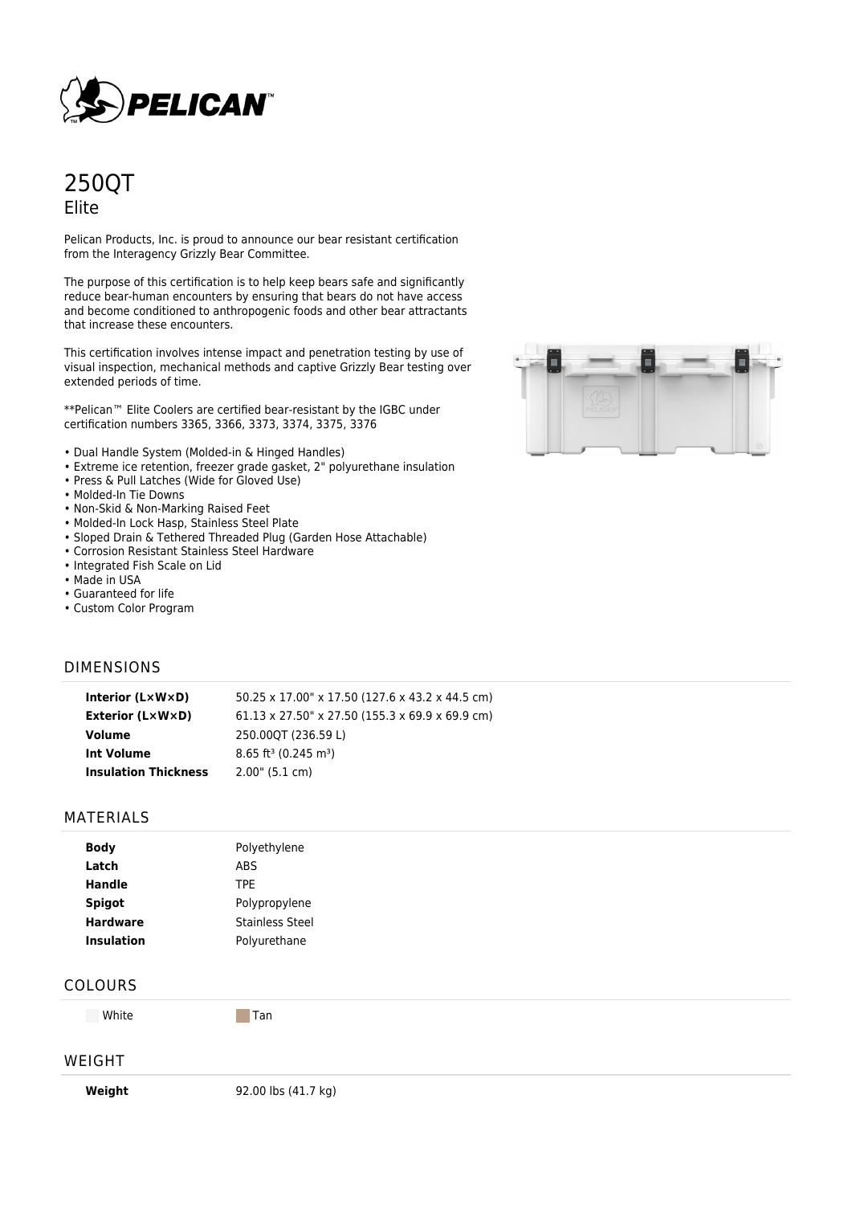# 250QT

## Elite

Pelican Products, Inc. is proud to announce our bear resistant certification from the Interagency Grizzly Bear Committee.

The purpose of this certification is to help keep bears safe and significantly reduce bear-human encounters by ensuring that bears do not have access and become conditioned to anthropogenic foods and other bear attractants that increase these encounters.

This certification involves intense impact and penetration testing by use of visual inspection, mechanical methods and captive Grizzly Bear testing over extended periods of time.

**Pelican™ Elite Coolers are certified bear-resistant by the IGBC under certification numbers 3365, 3366, 3373, 3374, 3375, 3376

- Dual Handle System (Molded-in & Hinged Handles)
- Extreme ice retention, freezer grade gasket, 2" polyurethane insulation
- Press & Pull Latches (Wide for Gloved Use)
- Molded-In Tie Downs
- Non-Skid & Non-Marking Raised Feet
- Molded-In Lock Hasp, Stainless Steel Plate
- Sloped Drain & Tethered Threaded Plug (Garden Hose Attachable)
- Corrosion Resistant Stainless Steel Hardware
- Integrated Fish Scale on Lid
- Made in USA
- Guaranteed for life
- Custom Color Program

## DIMENSIONS

| | |
|---|---|
| **Interior (L×W×D)** | 50.25 x 17.00" x 17.50 (127.6 x 43.2 x 44.5 cm) |
| **Exterior (L×W×D)** | 61.13 x 27.50" x 27.50 (155.3 x 69.9 x 69.9 cm) |
| **Volume** | 250.00QT (236.59 L) |
| **Int Volume** | 8.65 $ft^3$ (0.245 $m^3$) |
| **Insulation Thickness** | 2.00" (5.1 cm) |

## MATERIALS

| | |
|---|---|
| **Body** | Polyethylene |
| **Latch** | ABS |
| **Handle** | TPE |
| **Spigot** | Polypropylene |
| **Hardware** | Stainless Steel |
| **Insulation** | Polyurethane |

## COLOURS

White | Tan

## WEIGHT

| | |
|---|---|
| **Weight** | 92.00 lbs (41.7 kg) |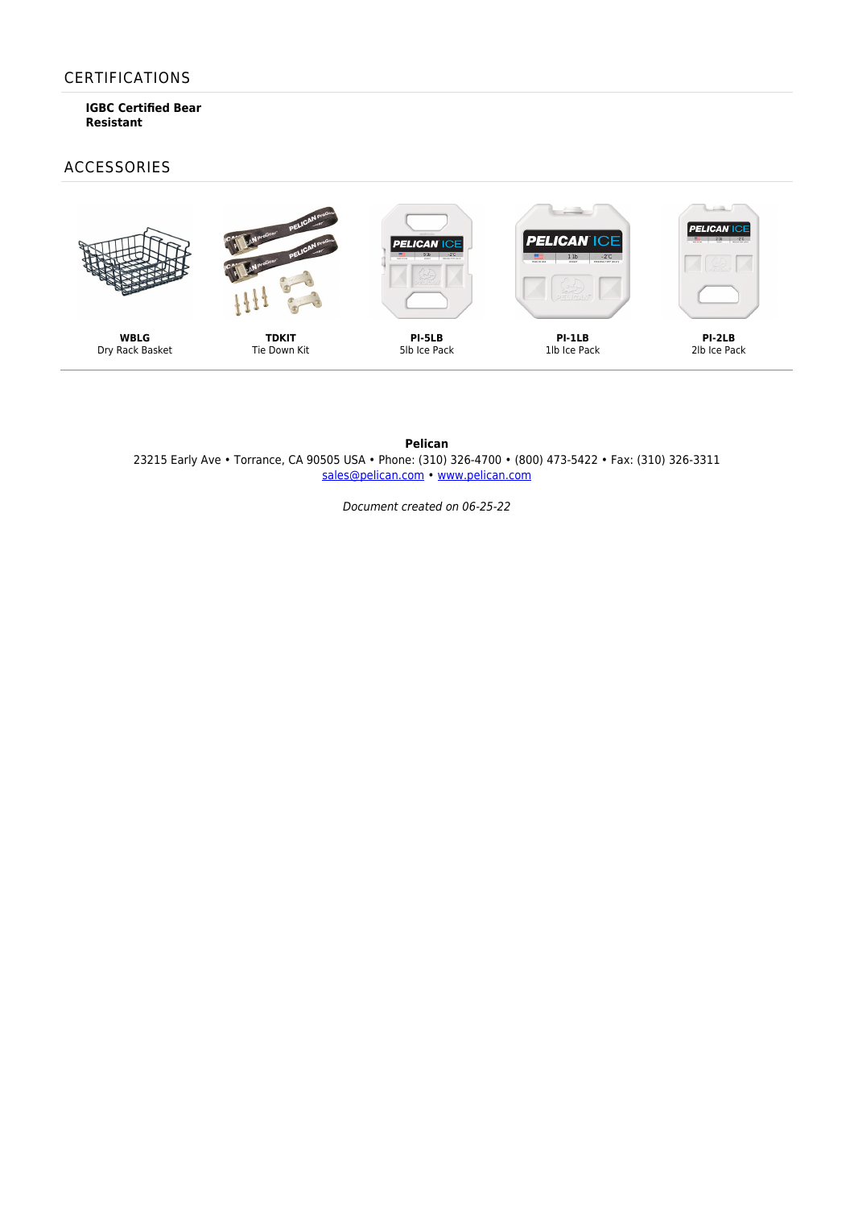## CERTIFICATIONS

**IGBC Certified Bear Resistant**

## ACCESSORIES

**WBLG**
Dry Rack Basket

**TDKIT**
Tie Down Kit

**PI-5LB**
5lb Ice Pack

**PI-1LB**
1lb Ice Pack

**PI-2LB**
2lb Ice Pack

---

**Pelican**
23215 Early Ave • Torrance, CA 90505 USA • Phone: (310) 326-4700 • (800) 473-5422 • Fax: (310) 326-3311
sales@pelican.com • www.pelican.com

*Document created on 06-25-22*